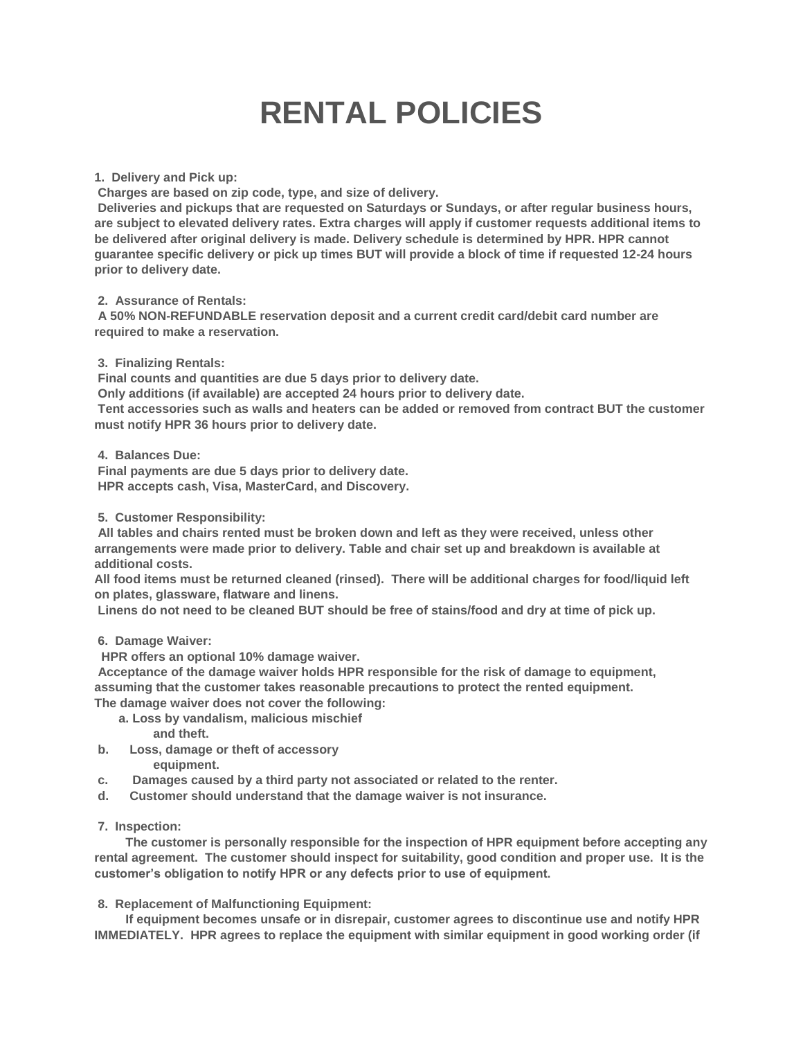# RENTAL POLICIES

**1. Delivery and Pick up:**

**Charges are based on zip code, type, and size of delivery.**

**Deliveries and pickups that are requested on Saturdays or Sundays, or after regular business hours, are subject to elevated delivery rates. Extra charges will apply if customer requests additional items to be delivered after original delivery is made. Delivery schedule is determined by HPR. HPR cannot guarantee specific delivery or pick up times BUT will provide a block of time if requested 12-24 hours prior to delivery date.**

**2. Assurance of Rentals:**

**A 50% NON-REFUNDABLE reservation deposit and a current credit card/debit card number are required to make a reservation.**

**3. Finalizing Rentals:**

**Final counts and quantities are due 5 days prior to delivery date.**

**Only additions (if available) are accepted 24 hours prior to delivery date.**

**Tent accessories such as walls and heaters can be added or removed from contract BUT the customer must notify HPR 36 hours prior to delivery date.**

**4. Balances Due:**

**Final payments are due 5 days prior to delivery date.**

**HPR accepts cash, Visa, MasterCard, and Discovery.**

**5. Customer Responsibility:**

**All tables and chairs rented must be broken down and left as they were received, unless other arrangements were made prior to delivery. Table and chair set up and breakdown is available at additional costs.**

**All food items must be returned cleaned (rinsed). There will be additional charges for food/liquid left on plates, glassware, flatware and linens.**

**Linens do not need to be cleaned BUT should be free of stains/food and dry at time of pick up.**

**6. Damage Waiver:**

**HPR offers an optional 10% damage waiver.**

**Acceptance of the damage waiver holds HPR responsible for the risk of damage to equipment, assuming that the customer takes reasonable precautions to protect the rented equipment.**

**The damage waiver does not cover the following:**

**a. Loss by vandalism, malicious mischief and theft.**

**b. Loss, damage or theft of accessory equipment.**

**c. Damages caused by a third party not associated or related to the renter.**

**d. Customer should understand that the damage waiver is not insurance.**

**7. Inspection:**

**The customer is personally responsible for the inspection of HPR equipment before accepting any rental agreement. The customer should inspect for suitability, good condition and proper use. It is the customer's obligation to notify HPR or any defects prior to use of equipment.**

**8. Replacement of Malfunctioning Equipment:**

**If equipment becomes unsafe or in disrepair, customer agrees to discontinue use and notify HPR IMMEDIATELY. HPR agrees to replace the equipment with similar equipment in good working order (if**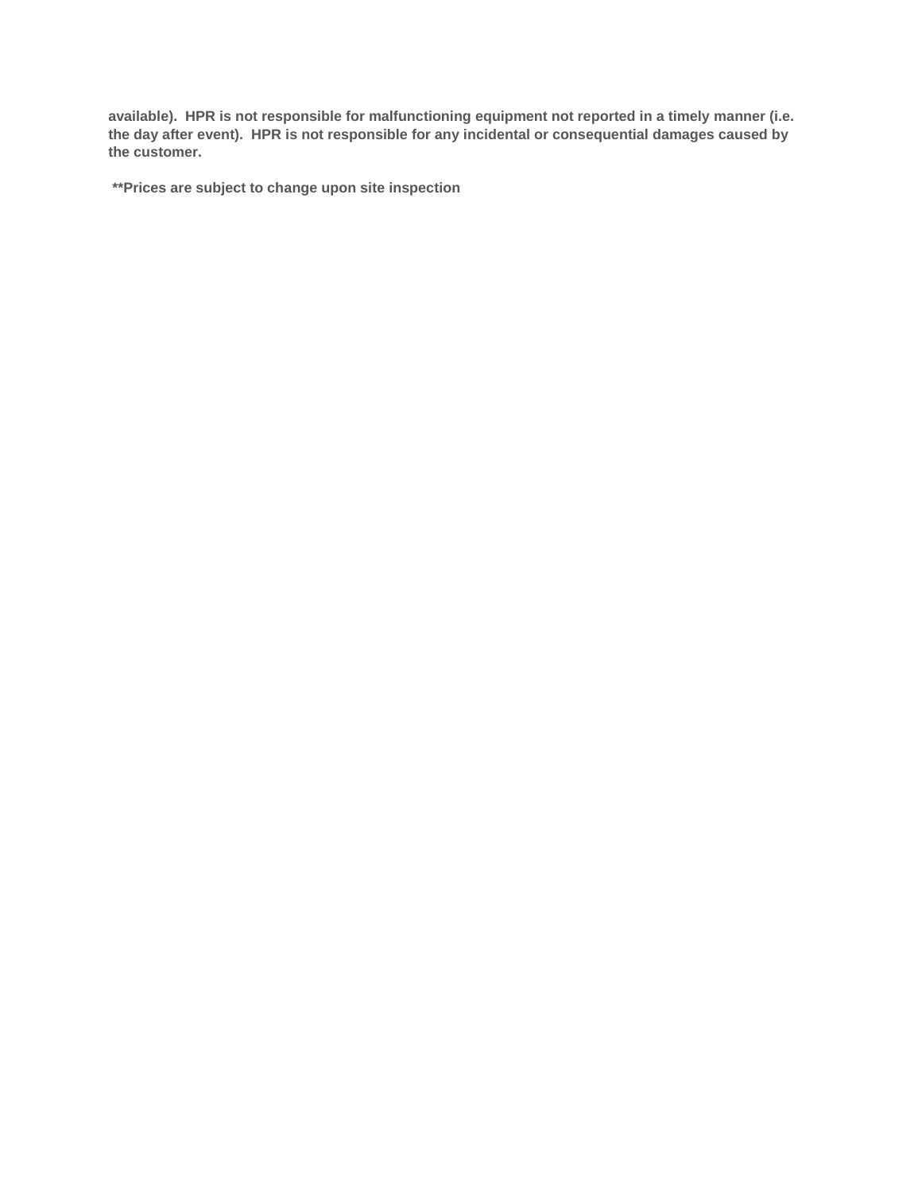**available). HPR is not responsible for malfunctioning equipment not reported in a timely manner (i.e. the day after event). HPR is not responsible for any incidental or consequential damages caused by the customer.**

**\*\*Prices are subject to change upon site inspection**